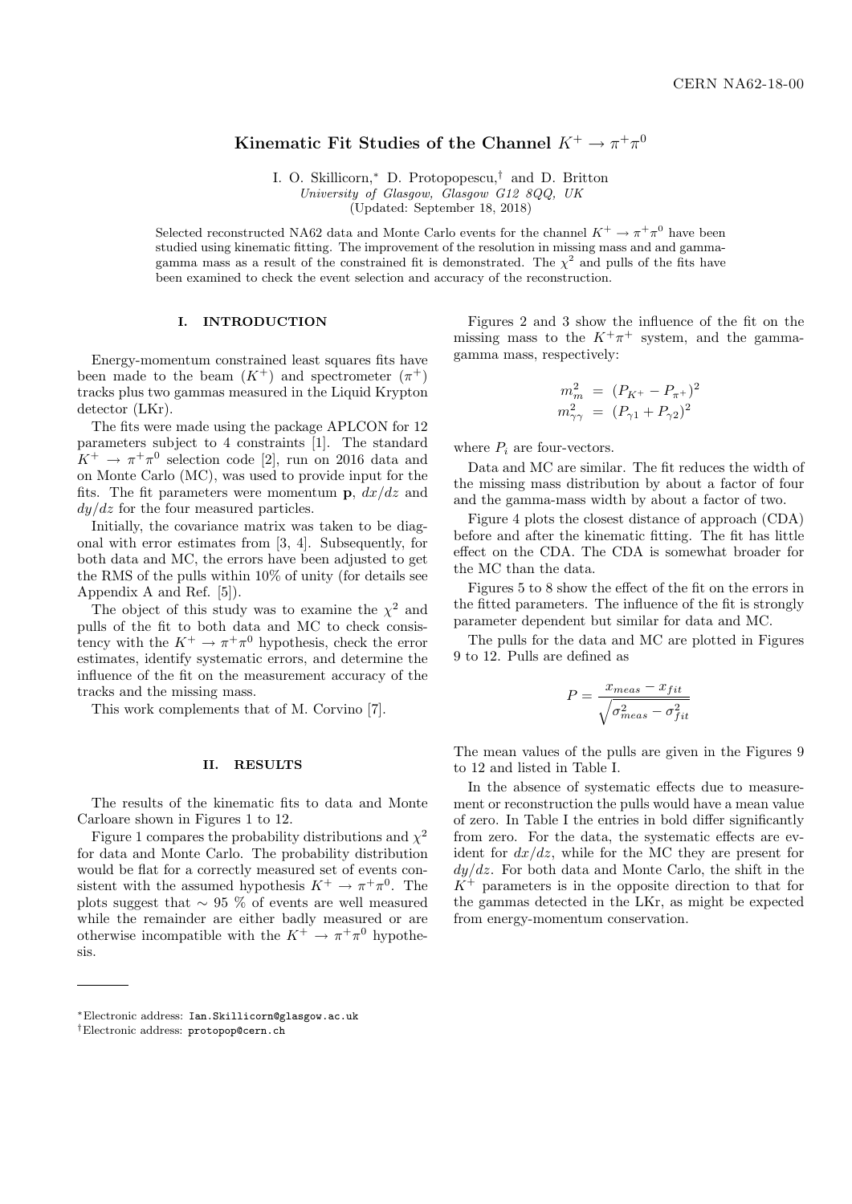# Kinematic Fit Studies of the Channel $K^+ \to \pi^+\pi^0$

I. O. Skillicorn,* D. Protopopescu,† and D. Britton

*University of Glasgow, Glasgow G12 8QQ, UK*

(Updated: September 18, 2018)

Selected reconstructed NA62 data and Monte Carlo events for the channel $K^+ \to \pi^+\pi^0$ have been studied using kinematic fitting. The improvement of the resolution in missing mass and and gamma-gamma mass as a result of the constrained fit is demonstrated. The $\chi^2$ and pulls of the fits have been examined to check the event selection and accuracy of the reconstruction.

## I. INTRODUCTION

Energy-momentum constrained least squares fits have been made to the beam ($K^+$) and spectrometer ($\pi^+$) tracks plus two gammas measured in the Liquid Krypton detector (LKr).

The fits were made using the package APLCON for 12 parameters subject to 4 constraints [1]. The standard $K^+ \to \pi^+\pi^0$ selection code [2], run on 2016 data and on Monte Carlo (MC), was used to provide input for the fits. The fit parameters were momentum **p**, $dx/dz$ and $dy/dz$ for the four measured particles.

Initially, the covariance matrix was taken to be diagonal with error estimates from [3, 4]. Subsequently, for both data and MC, the errors have been adjusted to get the RMS of the pulls within 10% of unity (for details see Appendix A and Ref. [5]).

The object of this study was to examine the $\chi^2$ and pulls of the fit to both data and MC to check consistency with the $K^+ \to \pi^+\pi^0$ hypothesis, check the error estimates, identify systematic errors, and determine the influence of the fit on the measurement accuracy of the tracks and the missing mass.

This work complements that of M. Corvino [7].

## II. RESULTS

The results of the kinematic fits to data and Monte Carloare shown in Figures 1 to 12.

Figure 1 compares the probability distributions and $\chi^2$ for data and Monte Carlo. The probability distribution would be flat for a correctly measured set of events consistent with the assumed hypothesis $K^+ \to \pi^+\pi^0$. The plots suggest that $\sim 95$ % of events are well measured while the remainder are either badly measured or are otherwise incompatible with the $K^+ \to \pi^+\pi^0$ hypothesis.

Figures 2 and 3 show the influence of the fit on the missing mass to the $K^+\pi^+$ system, and the gamma-gamma mass, respectively:

$$
\begin{aligned}
m_m^2 &= (P_{K^+} - P_{\pi^+})^2 \\
m_{\gamma\gamma}^2 &= (P_{\gamma 1} + P_{\gamma 2})^2
\end{aligned}
$$

where $P_i$ are four-vectors.

Data and MC are similar. The fit reduces the width of the missing mass distribution by about a factor of four and the gamma-mass width by about a factor of two.

Figure 4 plots the closest distance of approach (CDA) before and after the kinematic fitting. The fit has little effect on the CDA. The CDA is somewhat broader for the MC than the data.

Figures 5 to 8 show the effect of the fit on the errors in the fitted parameters. The influence of the fit is strongly parameter dependent but similar for data and MC.

The pulls for the data and MC are plotted in Figures 9 to 12. Pulls are defined as

$$
P = \frac{x_{meas} - x_{fit}}{\sqrt{\sigma_{meas}^2 - \sigma_{fit}^2}}
$$

The mean values of the pulls are given in the Figures 9 to 12 and listed in Table I.

In the absence of systematic effects due to measurement or reconstruction the pulls would have a mean value of zero. In Table I the entries in bold differ significantly from zero. For the data, the systematic effects are evident for $dx/dz$, while for the MC they are present for $dy/dz$. For both data and Monte Carlo, the shift in the $K^+$ parameters is in the opposite direction to that for the gammas detected in the LKr, as might be expected from energy-momentum conservation.

*Electronic address: Ian.Skillicorn@glasgow.ac.uk

†Electronic address: protopop@cern.ch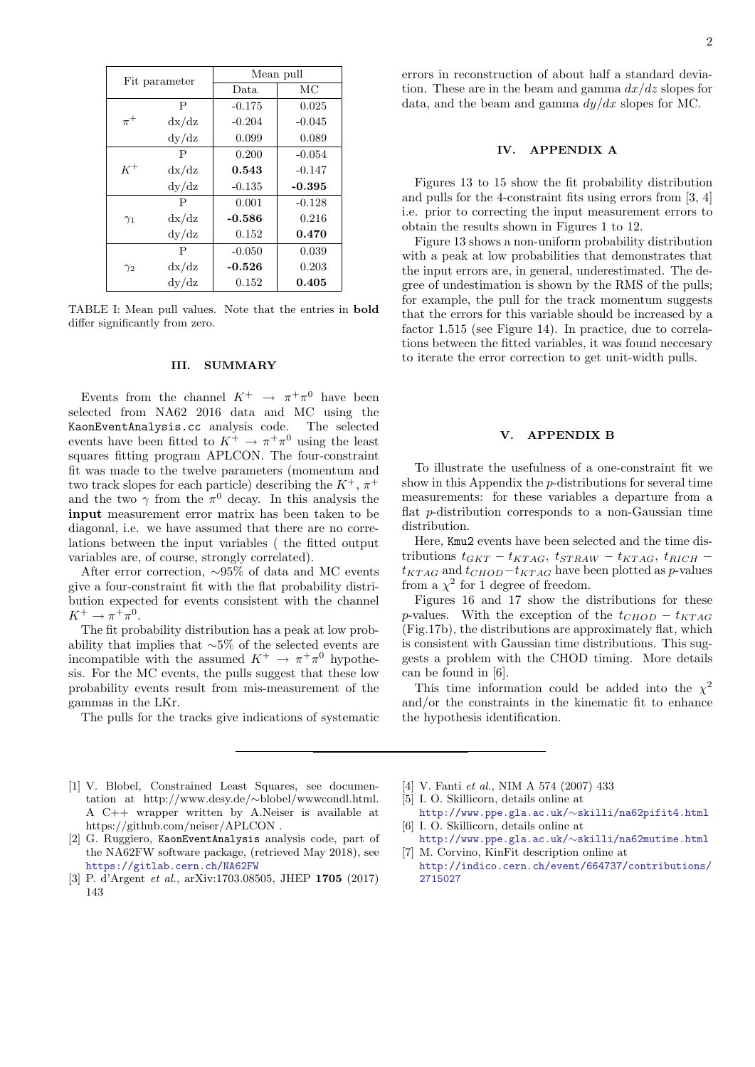| Fit parameter | | Mean pull | |
|---|---|---|---|
| | | Data | MC |
| $\pi^+$ | P | -0.175 | 0.025 |
| | dx/dz | -0.204 | -0.045 |
| | dy/dz | 0.099 | 0.089 |
| $K^+$ | P | 0.200 | -0.054 |
| | dx/dz | **0.543** | -0.147 |
| | dy/dz | -0.135 | **-0.395** |
| $\gamma_1$ | P | 0.001 | -0.128 |
| | dx/dz | **-0.586** | 0.216 |
| | dy/dz | 0.152 | **0.470** |
| $\gamma_2$ | P | -0.050 | 0.039 |
| | dx/dz | **-0.526** | 0.203 |
| | dy/dz | 0.152 | **0.405** |

TABLE I: Mean pull values. Note that the entries in **bold** differ significantly from zero.

## III. SUMMARY

Events from the channel $K^+ \rightarrow \pi^+\pi^0$ have been selected from NA62 2016 data and MC using the `KaonEventAnalysis.cc` analysis code. The selected events have been fitted to $K^+ \rightarrow \pi^+\pi^0$ using the least squares fitting program APLCON. The four-constraint fit was made to the twelve parameters (momentum and two track slopes for each particle) describing the $K^+$, $\pi^+$ and the two $\gamma$ from the $\pi^0$ decay. In this analysis the **input** measurement error matrix has been taken to be diagonal, i.e. we have assumed that there are no correlations between the input variables ( the fitted output variables are, of course, strongly correlated).

After error correction, ∼95% of data and MC events give a four-constraint fit with the flat probability distribution expected for events consistent with the channel $K^+ \rightarrow \pi^+\pi^0$.

The fit probability distribution has a peak at low probability that implies that ∼5% of the selected events are incompatible with the assumed $K^+ \rightarrow \pi^+\pi^0$ hypothesis. For the MC events, the pulls suggest that these low probability events result from mis-measurement of the gammas in the LKr.

The pulls for the tracks give indications of systematic errors in reconstruction of about half a standard deviation. These are in the beam and gamma $dx/dz$ slopes for data, and the beam and gamma $dy/dx$ slopes for MC.

## IV. APPENDIX A

Figures 13 to 15 show the fit probability distribution and pulls for the 4-constraint fits using errors from [3, 4] i.e. prior to correcting the input measurement errors to obtain the results shown in Figures 1 to 12.

Figure 13 shows a non-uniform probability distribution with a peak at low probabilities that demonstrates that the input errors are, in general, underestimated. The degree of undestimation is shown by the RMS of the pulls; for example, the pull for the track momentum suggests that the errors for this variable should be increased by a factor 1.515 (see Figure 14). In practice, due to correlations between the fitted variables, it was found neccesary to iterate the error correction to get unit-width pulls.

## V. APPENDIX B

To illustrate the usefulness of a one-constraint fit we show in this Appendix the $p$-distributions for several time measurements: for these variables a departure from a flat $p$-distribution corresponds to a non-Gaussian time distribution.

Here, `Kmu2` events have been selected and the time distributions $t_{GKT} - t_{KTAG}$, $t_{STRAW} - t_{KTAG}$, $t_{RICH} - t_{KTAG}$ and $t_{CHOD} - t_{KTAG}$ have been plotted as $p$-values from a $\chi^2$ for 1 degree of freedom.

Figures 16 and 17 show the distributions for these $p$-values. With the exception of the $t_{CHOD} - t_{KTAG}$ (Fig.17b), the distributions are approximately flat, which is consistent with Gaussian time distributions. This suggests a problem with the CHOD timing. More details can be found in [6].

This time information could be added into the $\chi^2$ and/or the constraints in the kinematic fit to enhance the hypothesis identification.

---

[1] V. Blobel, Constrained Least Squares, see documentation at http://www.desy.de/∼blobel/wwwcondl.html. A C++ wrapper written by A.Neiser is available at https://github.com/neiser/APLCON .

[2] G. Ruggiero, `KaonEventAnalysis` analysis code, part of the NA62FW software package, (retrieved May 2018), see https://gitlab.cern.ch/NA62FW

[3] P. d'Argent *et al.*, arXiv:1703.08505, JHEP **1705** (2017) 143

[4] V. Fanti *et al.*, NIM A 574 (2007) 433

[5] I. O. Skillicorn, details online at http://www.ppe.gla.ac.uk/∼skilli/na62pifit4.html

[6] I. O. Skillicorn, details online at http://www.ppe.gla.ac.uk/∼skilli/na62mutime.html

[7] M. Corvino, KinFit description online at http://indico.cern.ch/event/664737/contributions/2715027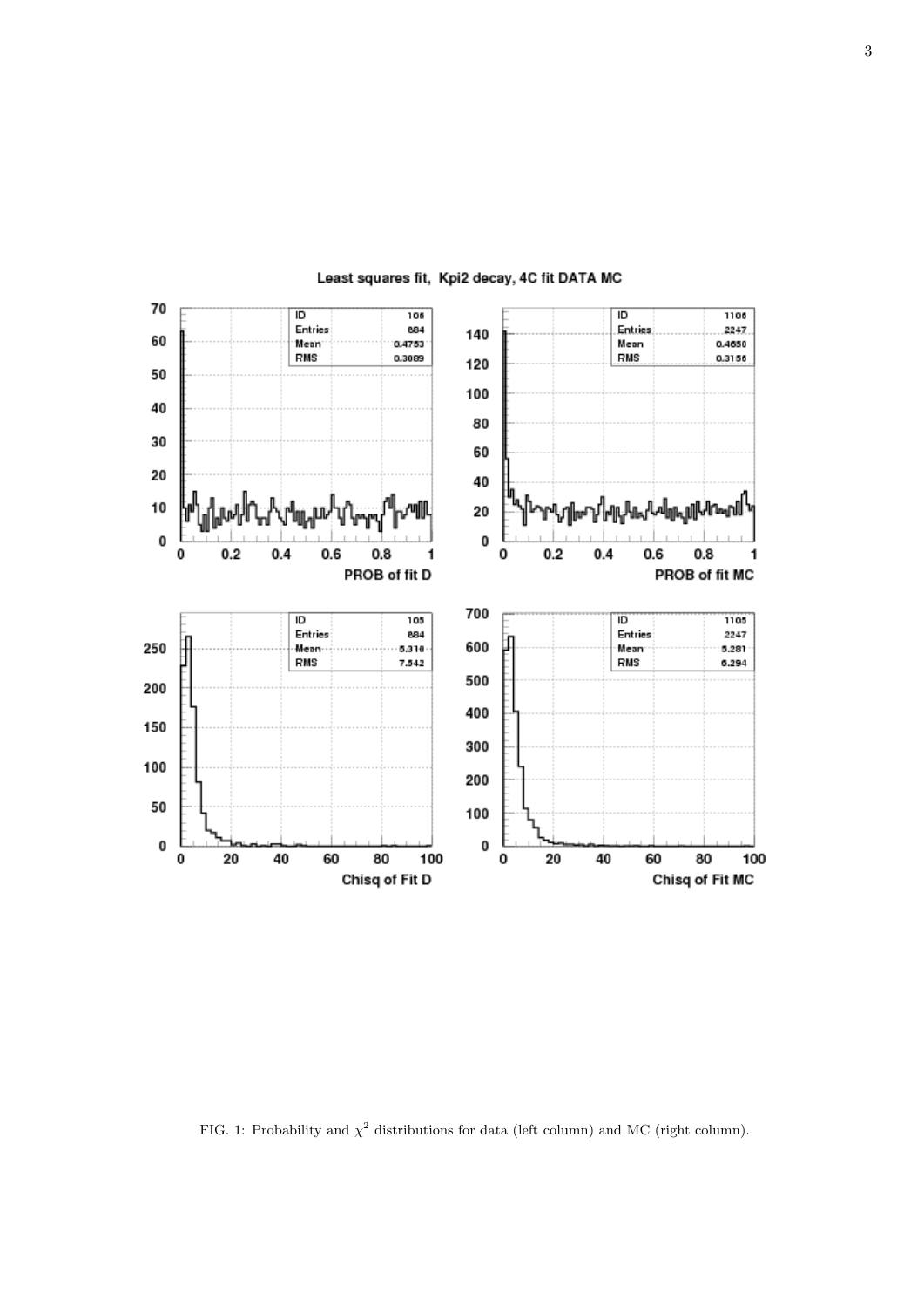FIG. 1: Probability and $\chi^2$ distributions for data (left column) and MC (right column).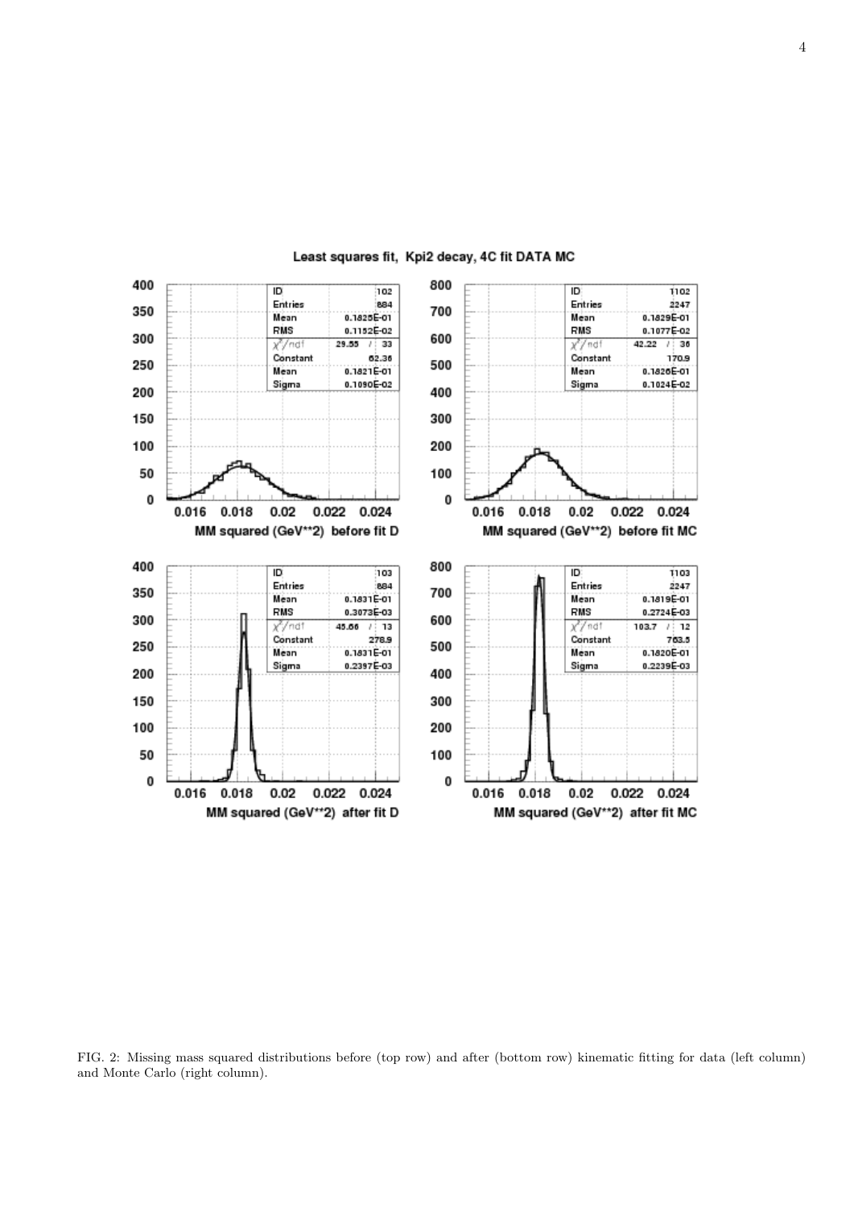FIG. 2: Missing mass squared distributions before (top row) and after (bottom row) kinematic fitting for data (left column) and Monte Carlo (right column).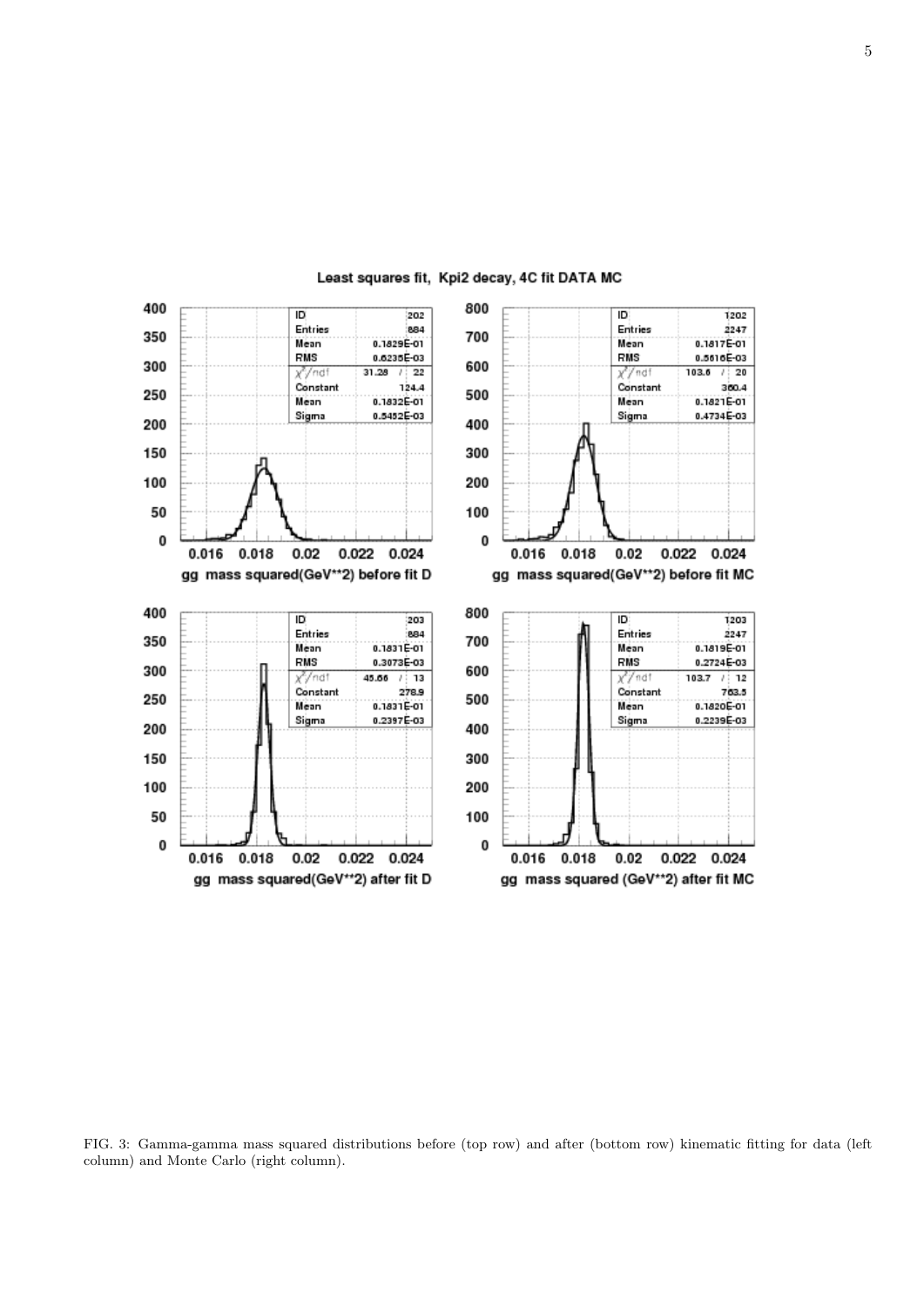Least squares fit, Kpi2 decay, 4C fit DATA MC

| ID | 202 |
| --- | --- |
| Entries | 884 |
| Mean | 0.1829E-01 |
| RMS | 0.6235E-03 |
| $\chi^2$/ndf | 31.28 / 22 |
| Constant | 124.4 |
| Mean | 0.1832E-01 |
| Sigma | 0.5452E-03 |

gg mass squared(GeV**2) before fit D

| ID | 1202 |
| --- | --- |
| Entries | 2247 |
| Mean | 0.1817E-01 |
| RMS | 0.5616E-03 |
| $\chi^2$/ndf | 103.6 / 20 |
| Constant | 360.4 |
| Mean | 0.1821E-01 |
| Sigma | 0.4734E-03 |

gg mass squared(GeV**2) before fit MC

| ID | 203 |
| --- | --- |
| Entries | 884 |
| Mean | 0.1831E-01 |
| RMS | 0.3073E-03 |
| $\chi^2$/ndf | 45.66 / 13 |
| Constant | 278.9 |
| Mean | 0.1831E-01 |
| Sigma | 0.2397E-03 |

gg mass squared(GeV**2) after fit D

| ID | 1203 |
| --- | --- |
| Entries | 2247 |
| Mean | 0.1819E-01 |
| RMS | 0.2724E-03 |
| $\chi^2$/ndf | 103.7 / 12 |
| Constant | 763.5 |
| Mean | 0.1820E-01 |
| Sigma | 0.2239E-03 |

gg mass squared (GeV**2) after fit MC

FIG. 3: Gamma-gamma mass squared distributions before (top row) and after (bottom row) kinematic fitting for data (left column) and Monte Carlo (right column).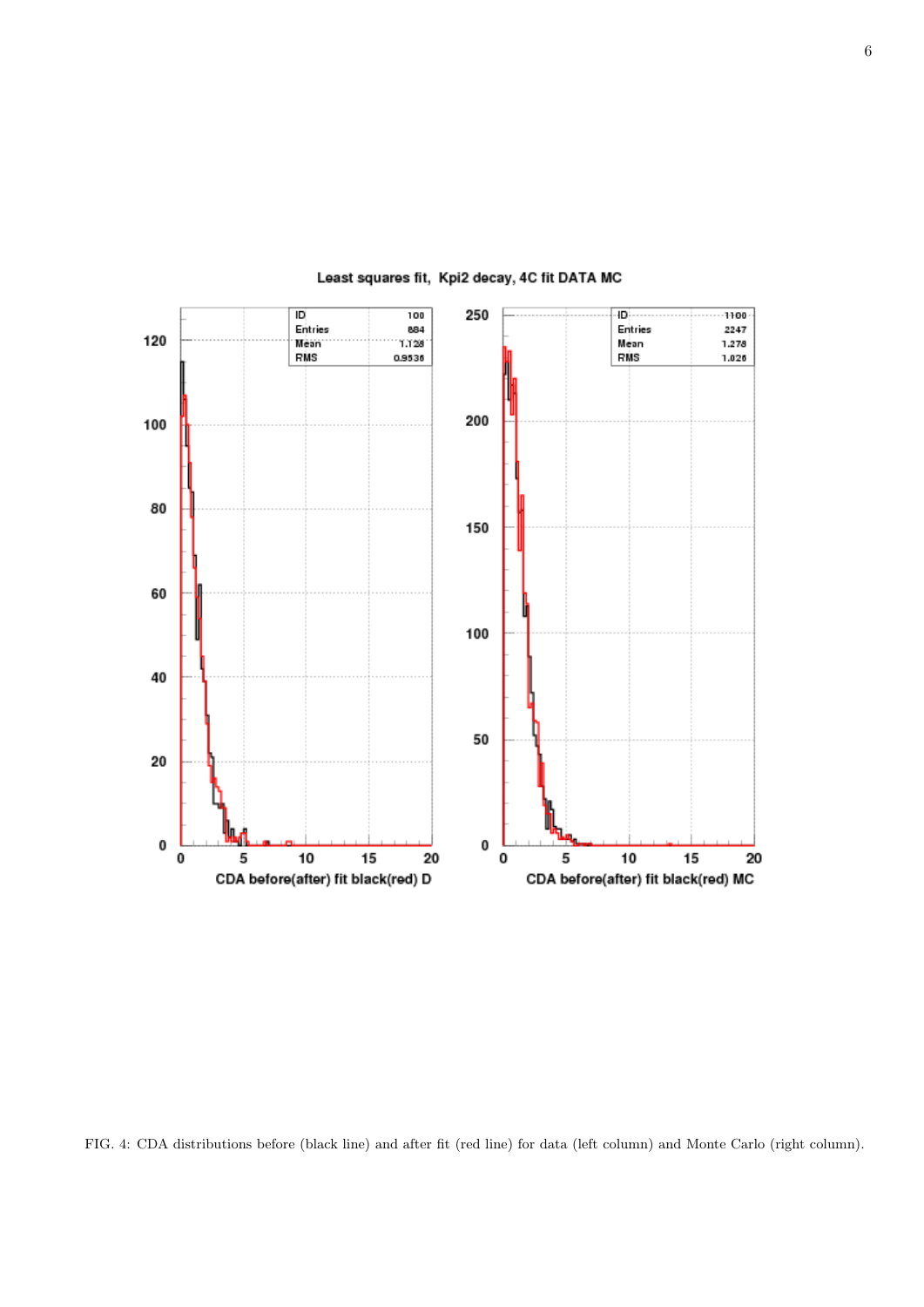FIG. 4: CDA distributions before (black line) and after fit (red line) for data (left column) and Monte Carlo (right column).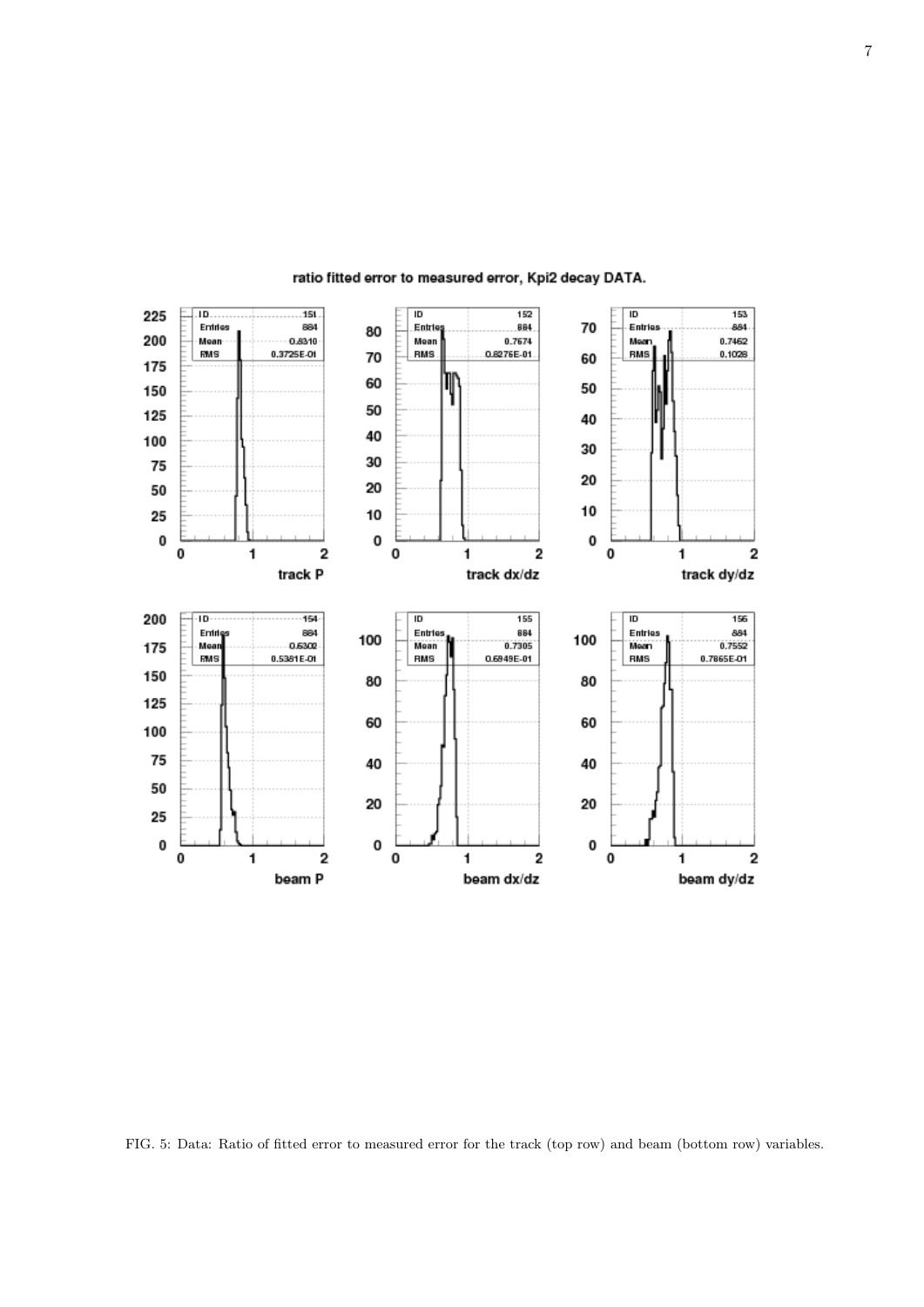FIG. 5: Data: Ratio of fitted error to measured error for the track (top row) and beam (bottom row) variables.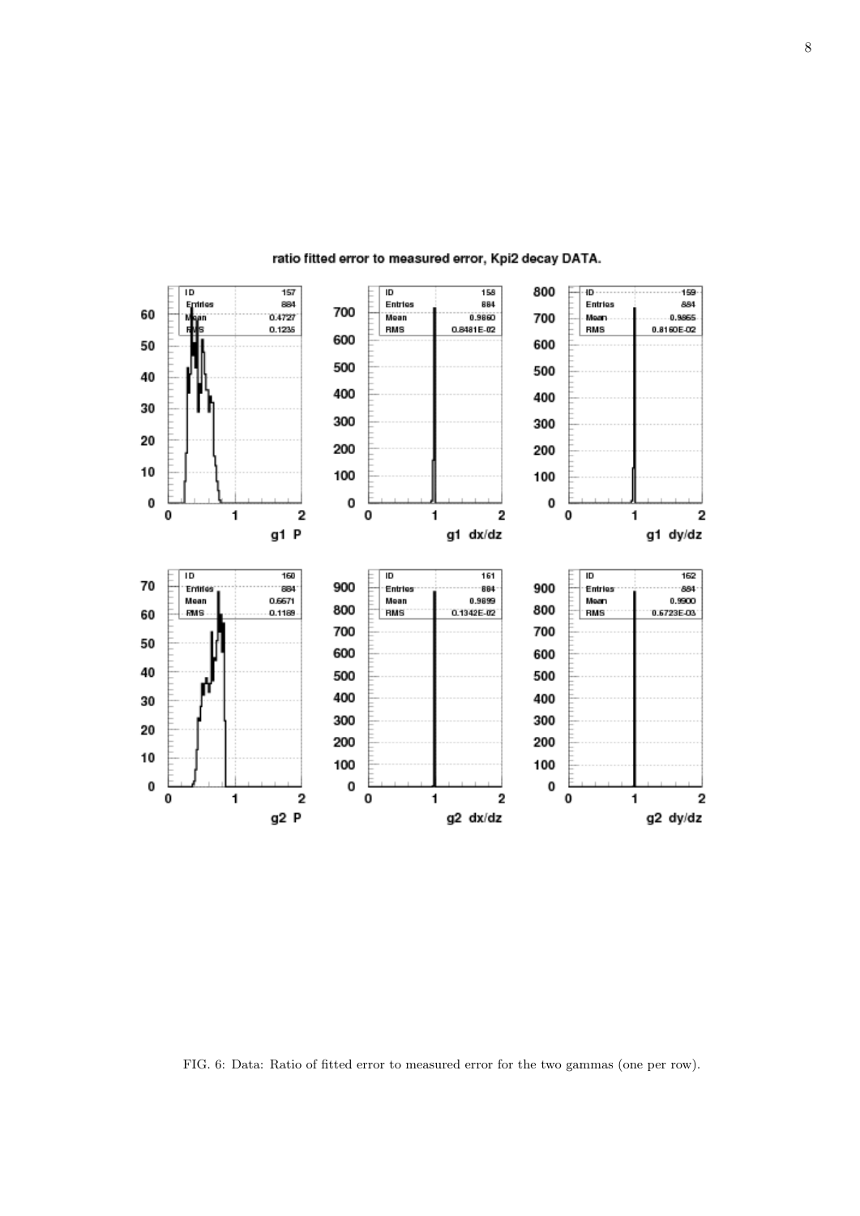FIG. 6: Data: Ratio of fitted error to measured error for the two gammas (one per row).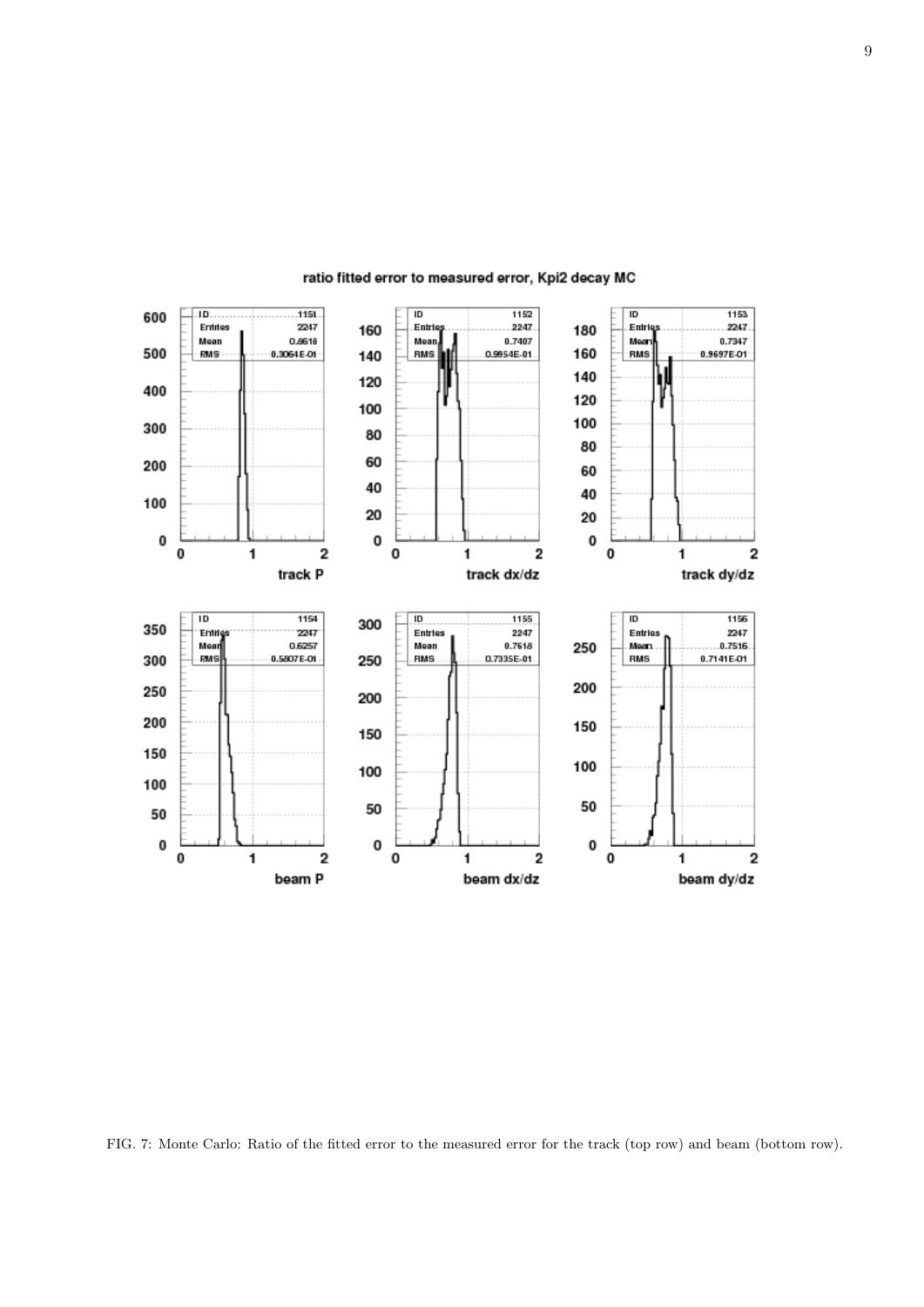FIG. 7: Monte Carlo: Ratio of the fitted error to the measured error for the track (top row) and beam (bottom row).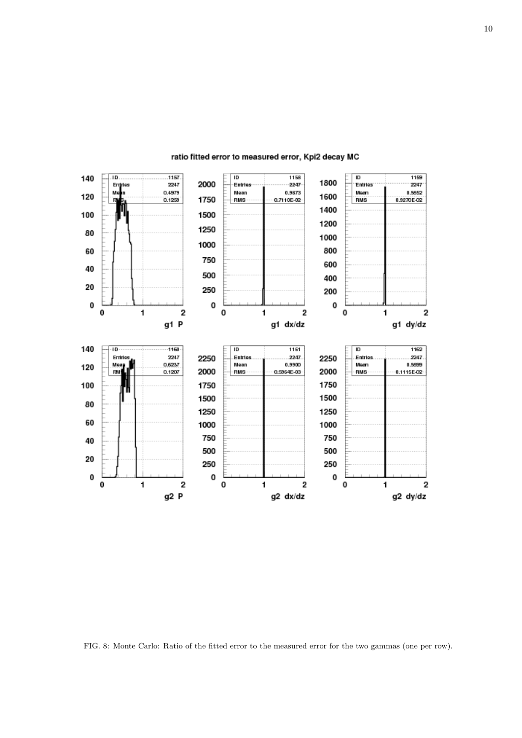FIG. 8: Monte Carlo: Ratio of the fitted error to the measured error for the two gammas (one per row).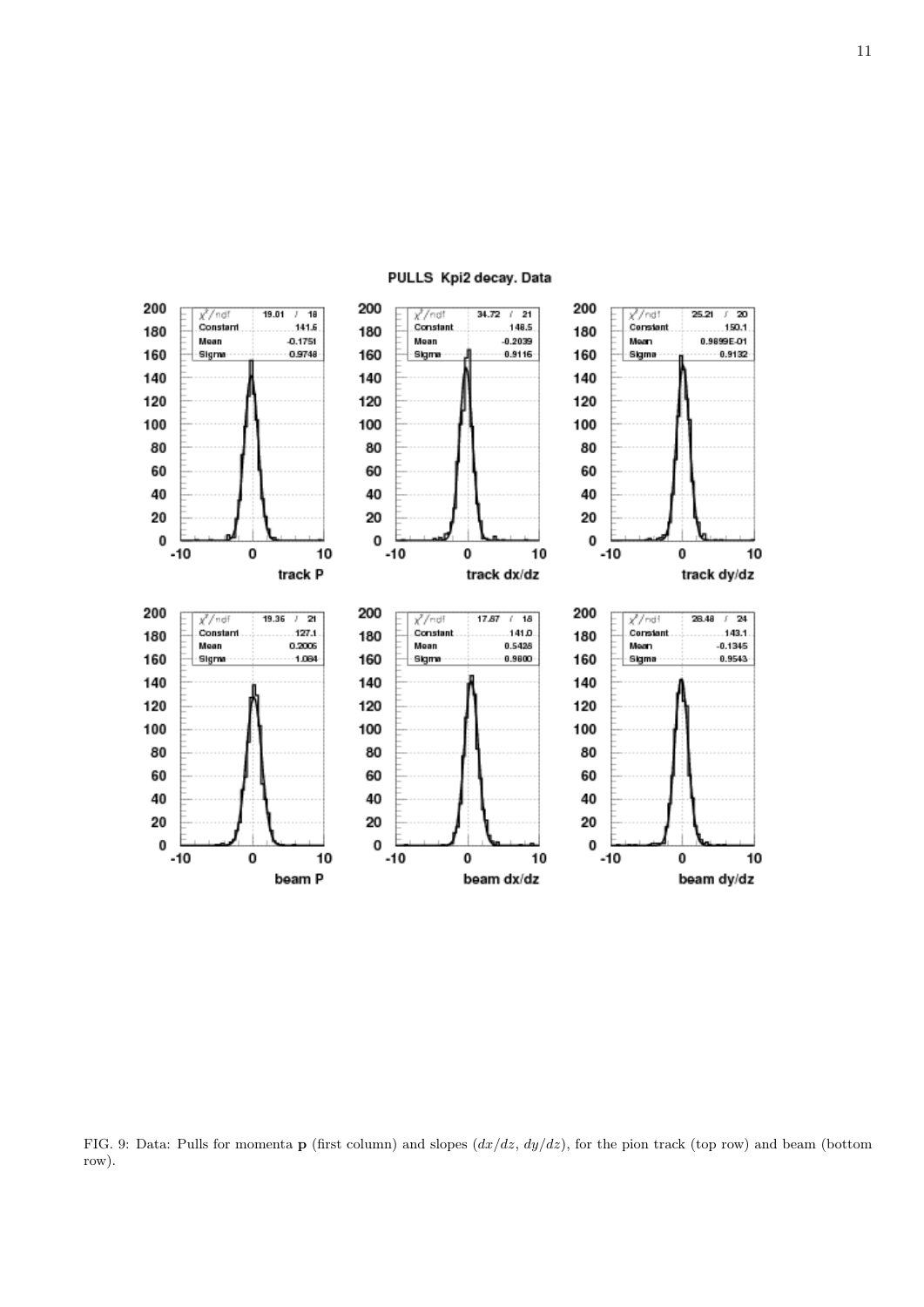FIG. 9: Data: Pulls for momenta **p** (first column) and slopes ($dx/dz$, $dy/dz$), for the pion track (top row) and beam (bottom row).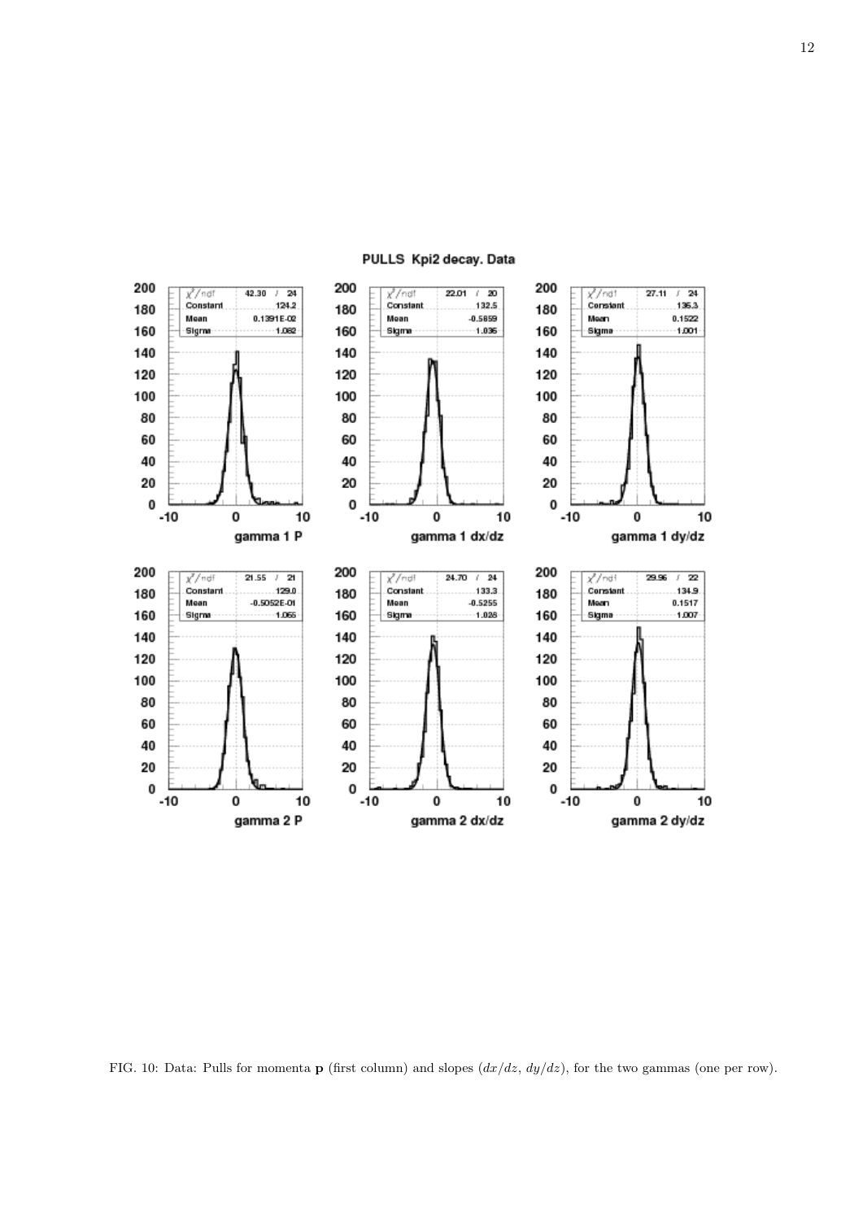FIG. 10: Data: Pulls for momenta $\mathbf{p}$ (first column) and slopes ($dx/dz$, $dy/dz$), for the two gammas (one per row).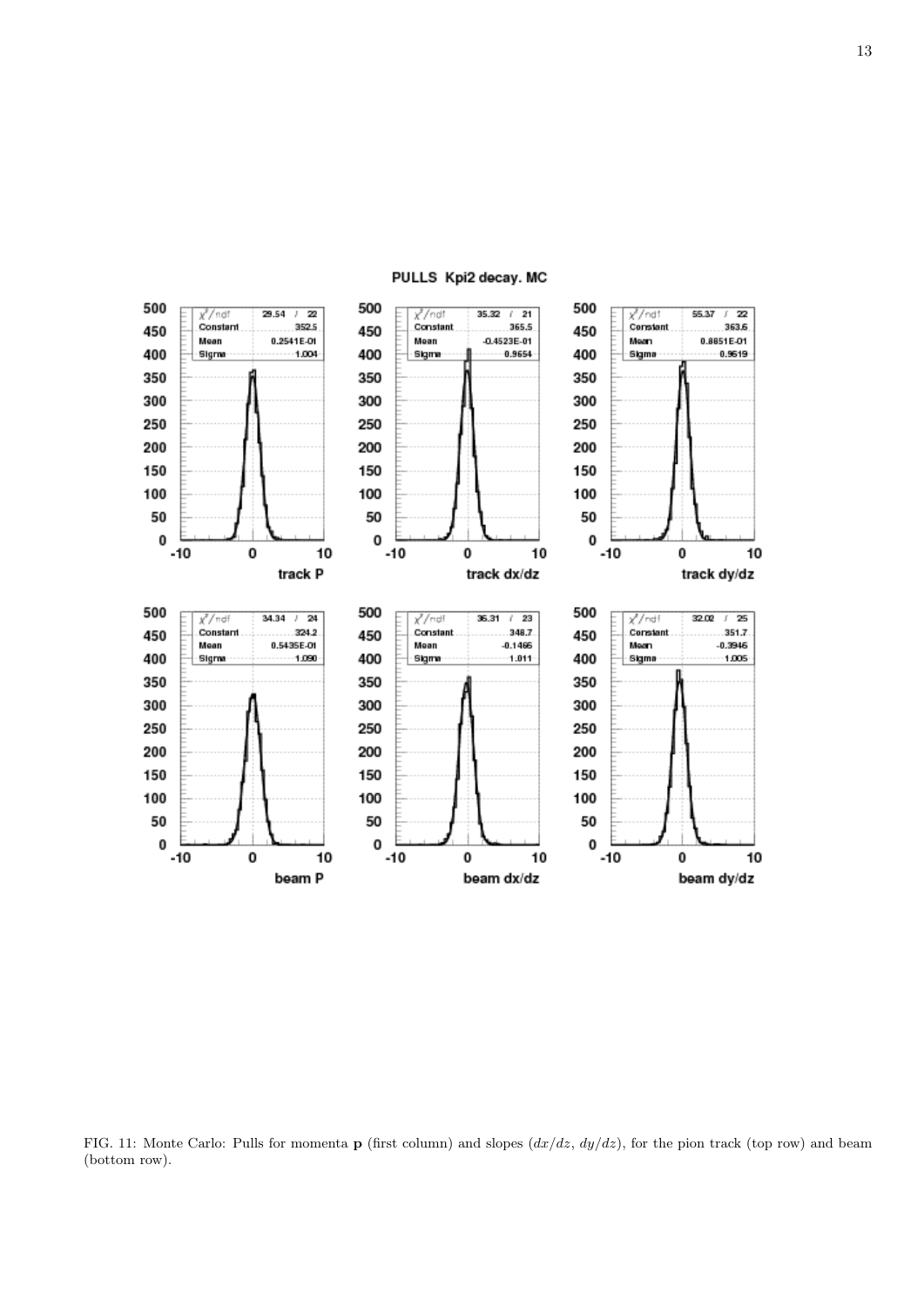FIG. 11: Monte Carlo: Pulls for momenta $\mathbf{p}$ (first column) and slopes ($dx/dz$, $dy/dz$), for the pion track (top row) and beam (bottom row).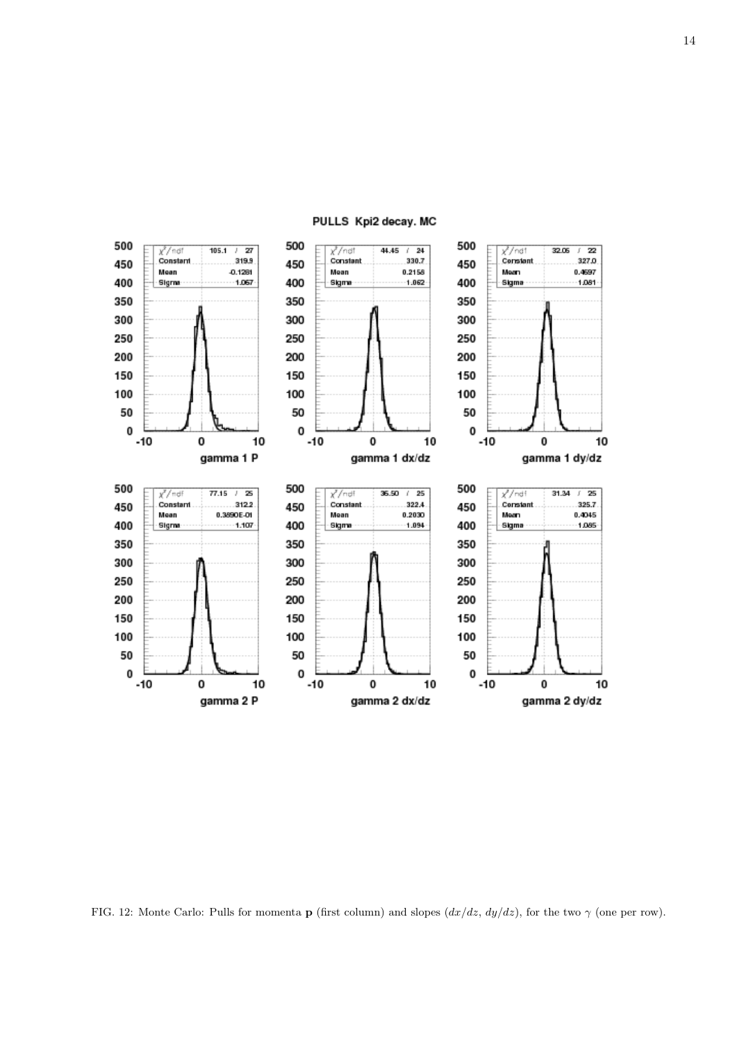PULLS Kpi2 decay. MC

| | $\chi^2$/ndf | Constant | Mean | Sigma |
|---|---|---|---|---|
| gamma 1 P | 105.1 / 27 | 319.9 | -0.1281 | 1.067 |
| gamma 1 dx/dz | 44.45 / 24 | 330.7 | 0.2158 | 1.062 |
| gamma 1 dy/dz | 32.06 / 22 | 327.0 | 0.4597 | 1.081 |
| gamma 2 P | 77.15 / 25 | 312.2 | 0.3890E-01 | 1.107 |
| gamma 2 dx/dz | 36.50 / 25 | 322.4 | 0.2030 | 1.094 |
| gamma 2 dy/dz | 31.34 / 25 | 325.7 | 0.4045 | 1.085 |

FIG. 12: Monte Carlo: Pulls for momenta **p** (first column) and slopes ($dx/dz$, $dy/dz$), for the two $\gamma$ (one per row).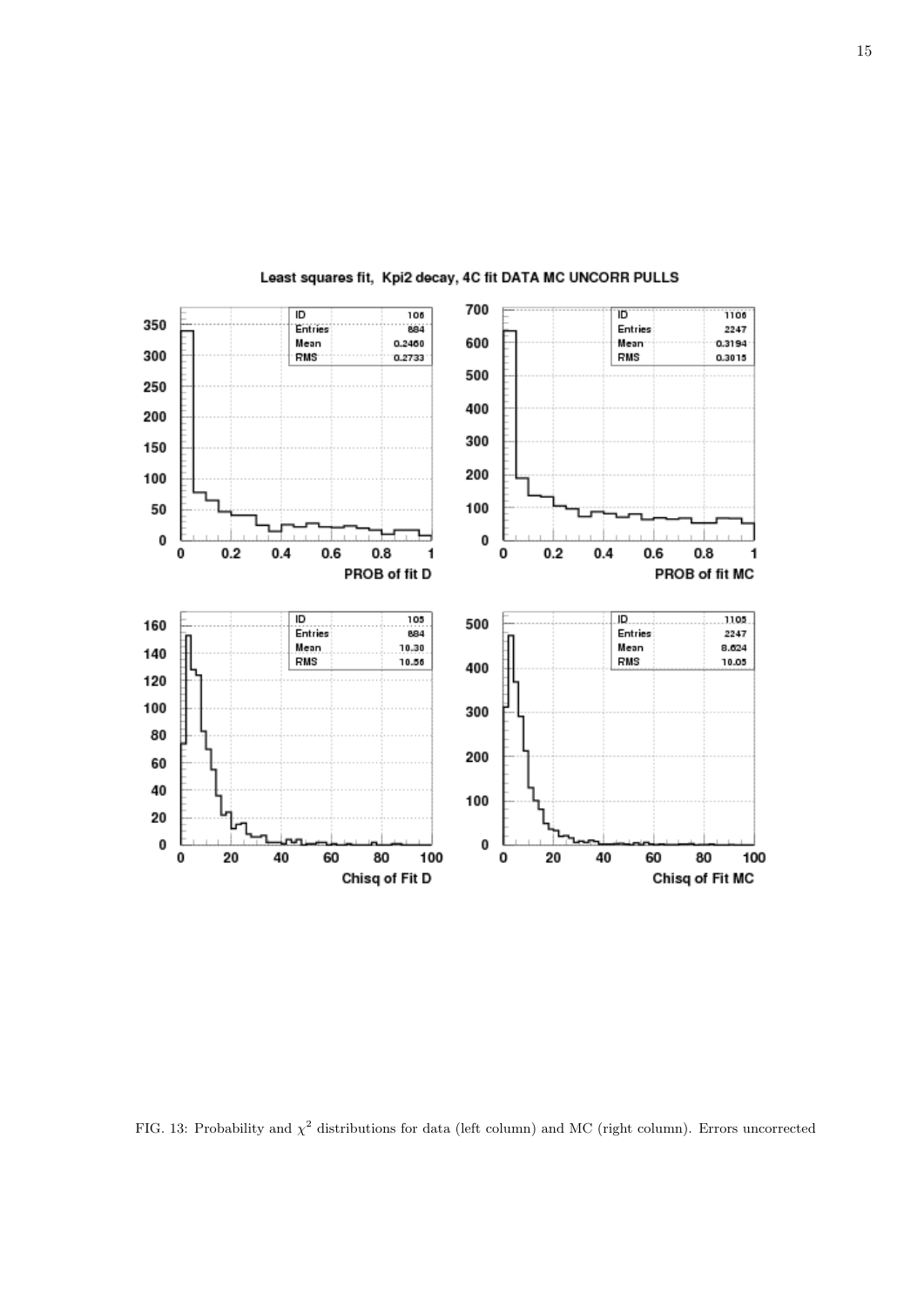FIG. 13: Probability and $\chi^2$ distributions for data (left column) and MC (right column). Errors uncorrected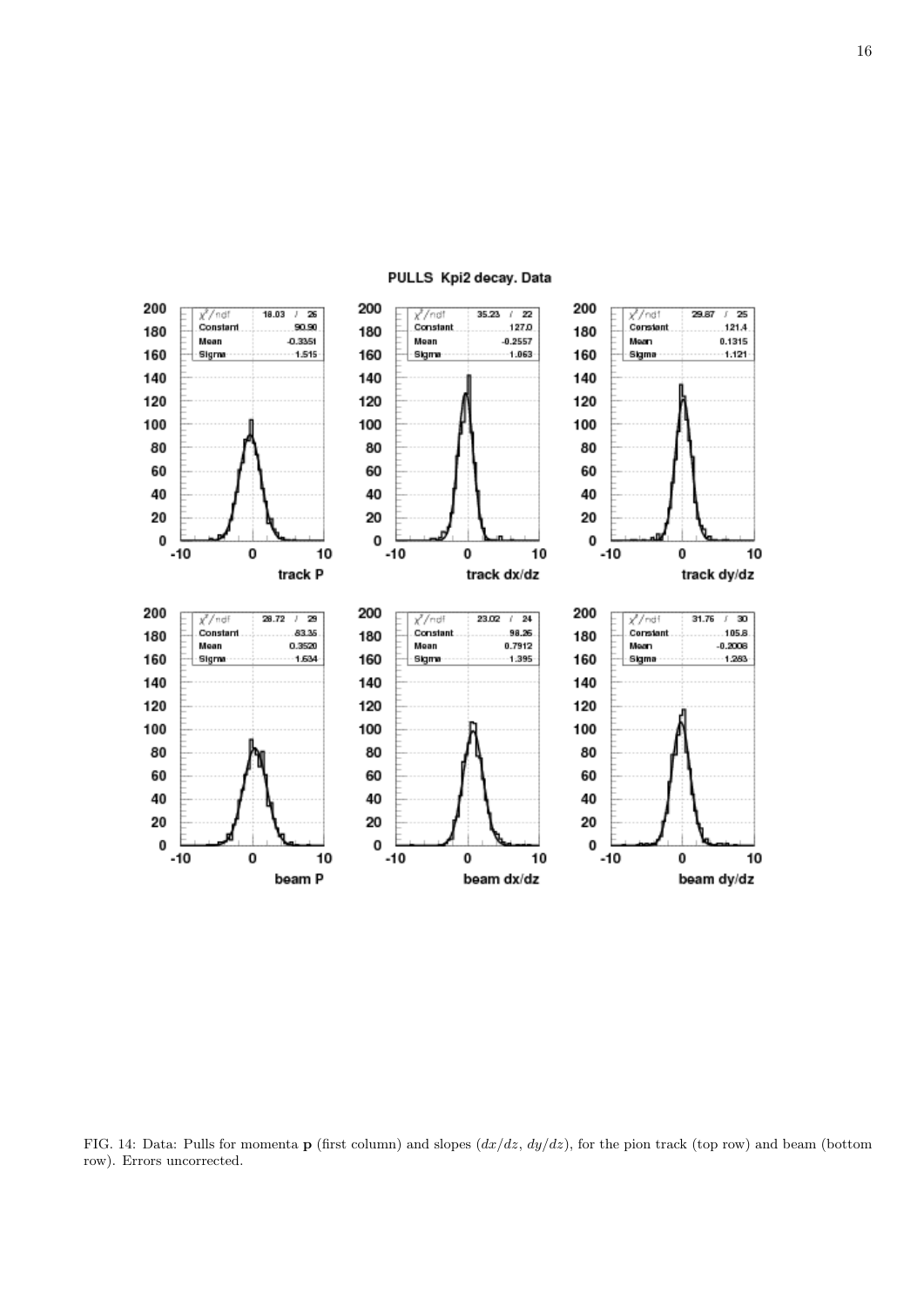PULLS Kpi2 decay. Data

| | $\chi^2$/ndf | Constant | Mean | Sigma |
|---|---|---|---|---|
| track P | 18.03 / 26 | 90.90 | -0.3351 | 1.515 |
| track dx/dz | 35.23 / 22 | 127.0 | -0.2557 | 1.063 |
| track dy/dz | 29.87 / 25 | 121.4 | 0.1315 | 1.121 |
| beam P | 28.72 / 29 | 83.35 | 0.3520 | 1.634 |
| beam dx/dz | 23.02 / 24 | 98.26 | 0.7912 | 1.395 |
| beam dy/dz | 31.76 / 30 | 105.8 | -0.2006 | 1.283 |

FIG. 14: Data: Pulls for momenta $\mathbf{p}$ (first column) and slopes ($dx/dz$, $dy/dz$), for the pion track (top row) and beam (bottom row). Errors uncorrected.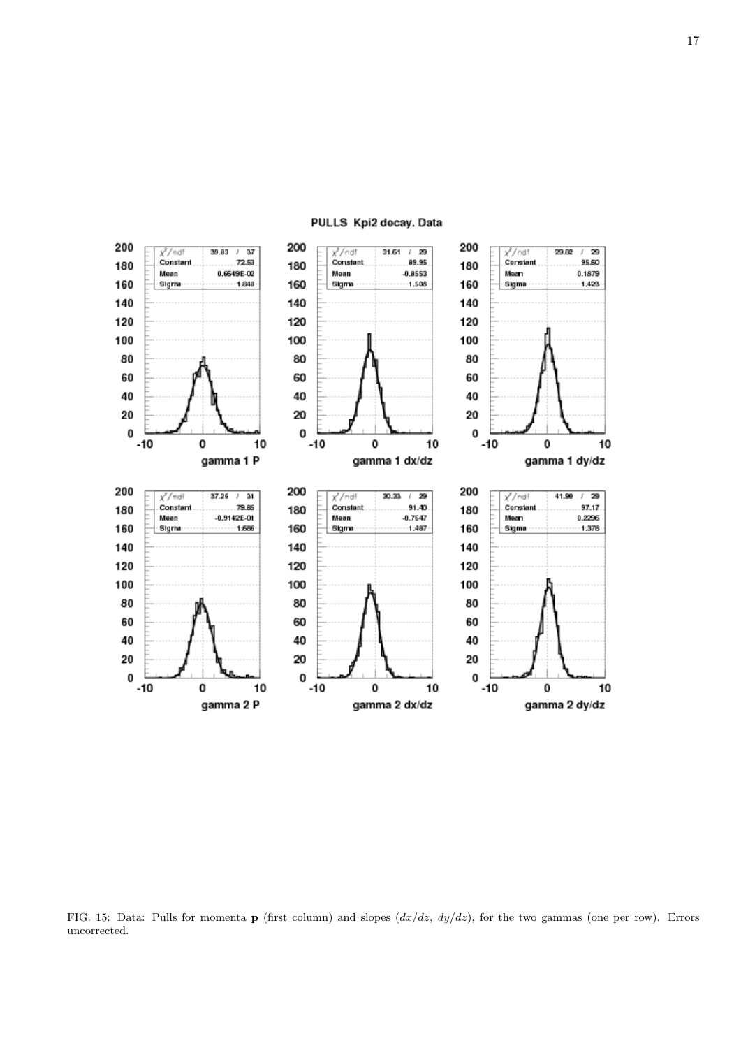FIG. 15: Data: Pulls for momenta **p** (first column) and slopes ($dx/dz$, $dy/dz$), for the two gammas (one per row). Errors uncorrected.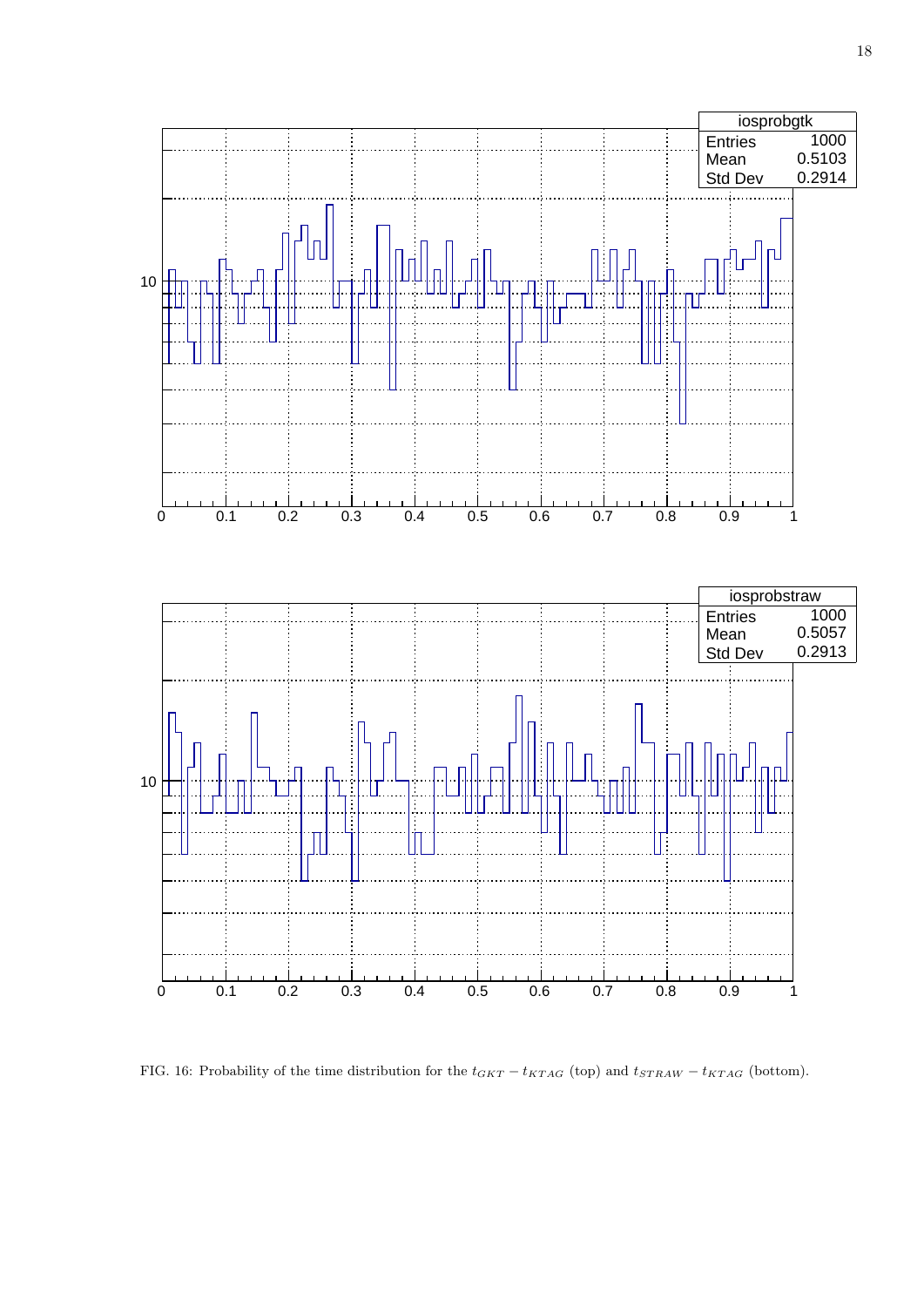FIG. 16: Probability of the time distribution for the $t_{GKT} - t_{KTAG}$ (top) and $t_{STRAW} - t_{KTAG}$ (bottom).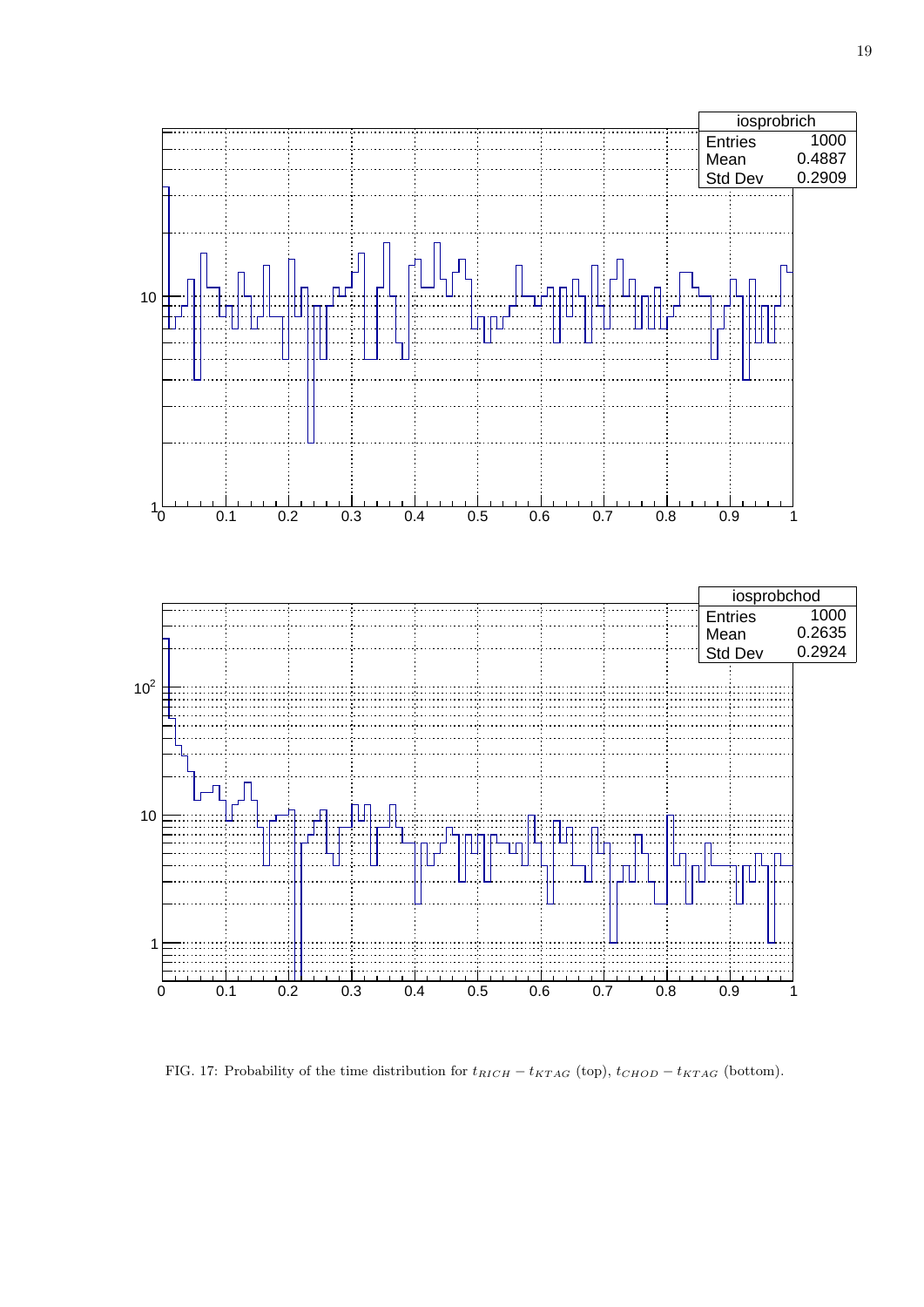iosprobrich

Entries 1000

Mean 0.4887

Std Dev 0.2909

10

1

0 0.1 0.2 0.3 0.4 0.5 0.6 0.7 0.8 0.9 1

iosprobchod

Entries 1000

Mean 0.2635

Std Dev 0.2924

$10^2$

10

1

0 0.1 0.2 0.3 0.4 0.5 0.6 0.7 0.8 0.9 1

FIG. 17: Probability of the time distribution for $t_{RICH} - t_{KTAG}$ (top), $t_{CHOD} - t_{KTAG}$ (bottom).